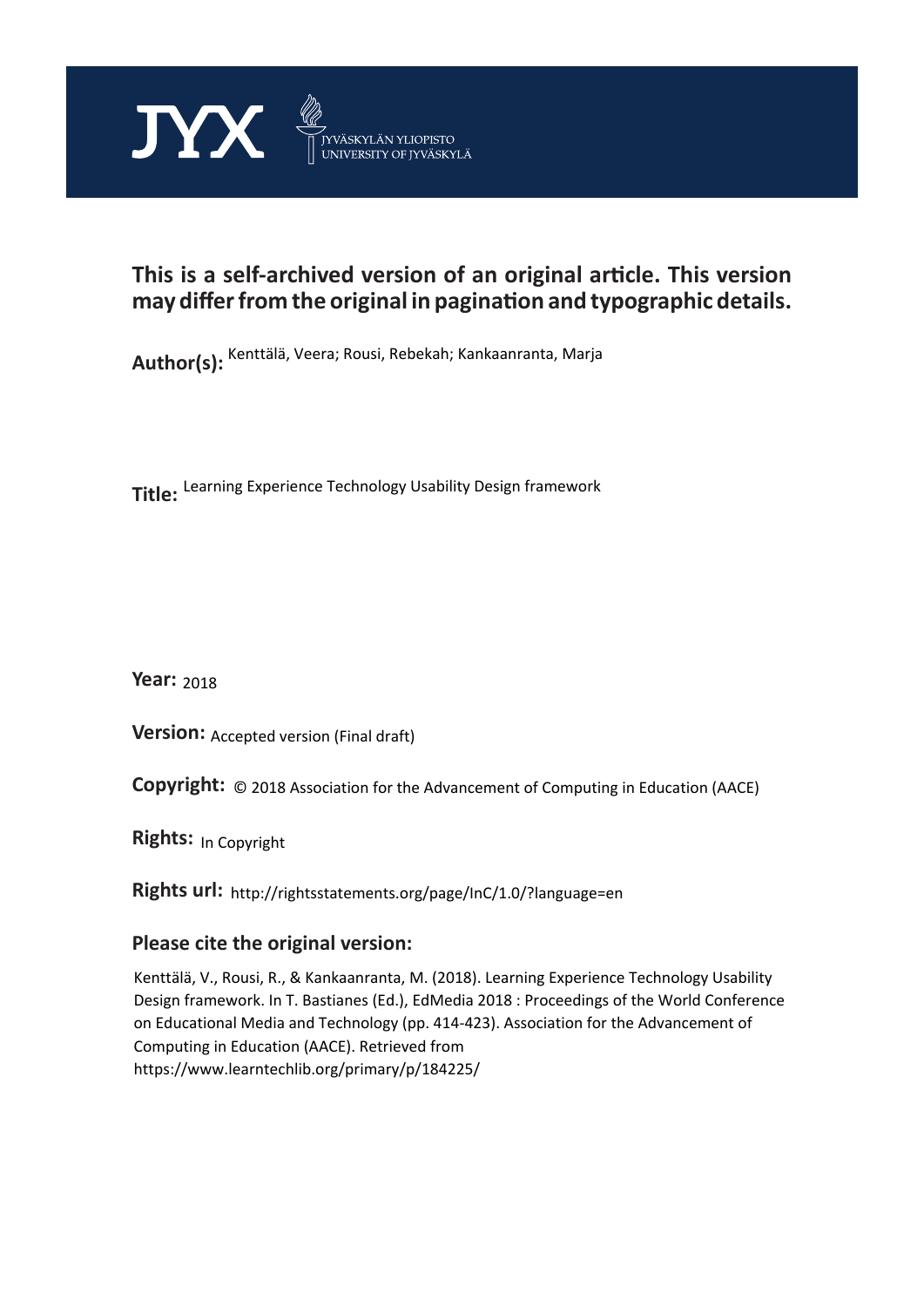JYX JYVÄSKYLÄN YLIOPISTO UNIVERSITY OF JYVÄSKYLÄ

# This is a self-archived version of an original article. This version may differ from the original in pagination and typographic details.

**Author(s):** Kenttälä, Veera; Rousi, Rebekah; Kankaanranta, Marja

**Title:** Learning Experience Technology Usability Design framework

**Year:** 2018

**Version:** Accepted version (Final draft)

**Copyright:** © 2018 Association for the Advancement of Computing in Education (AACE)

**Rights:** In Copyright

**Rights url:** http://rightsstatements.org/page/InC/1.0/?language=en

## Please cite the original version:

Kenttälä, V., Rousi, R., & Kankaanranta, M. (2018). Learning Experience Technology Usability Design framework. In T. Bastianes (Ed.), EdMedia 2018 : Proceedings of the World Conference on Educational Media and Technology (pp. 414-423). Association for the Advancement of Computing in Education (AACE). Retrieved from https://www.learntechlib.org/primary/p/184225/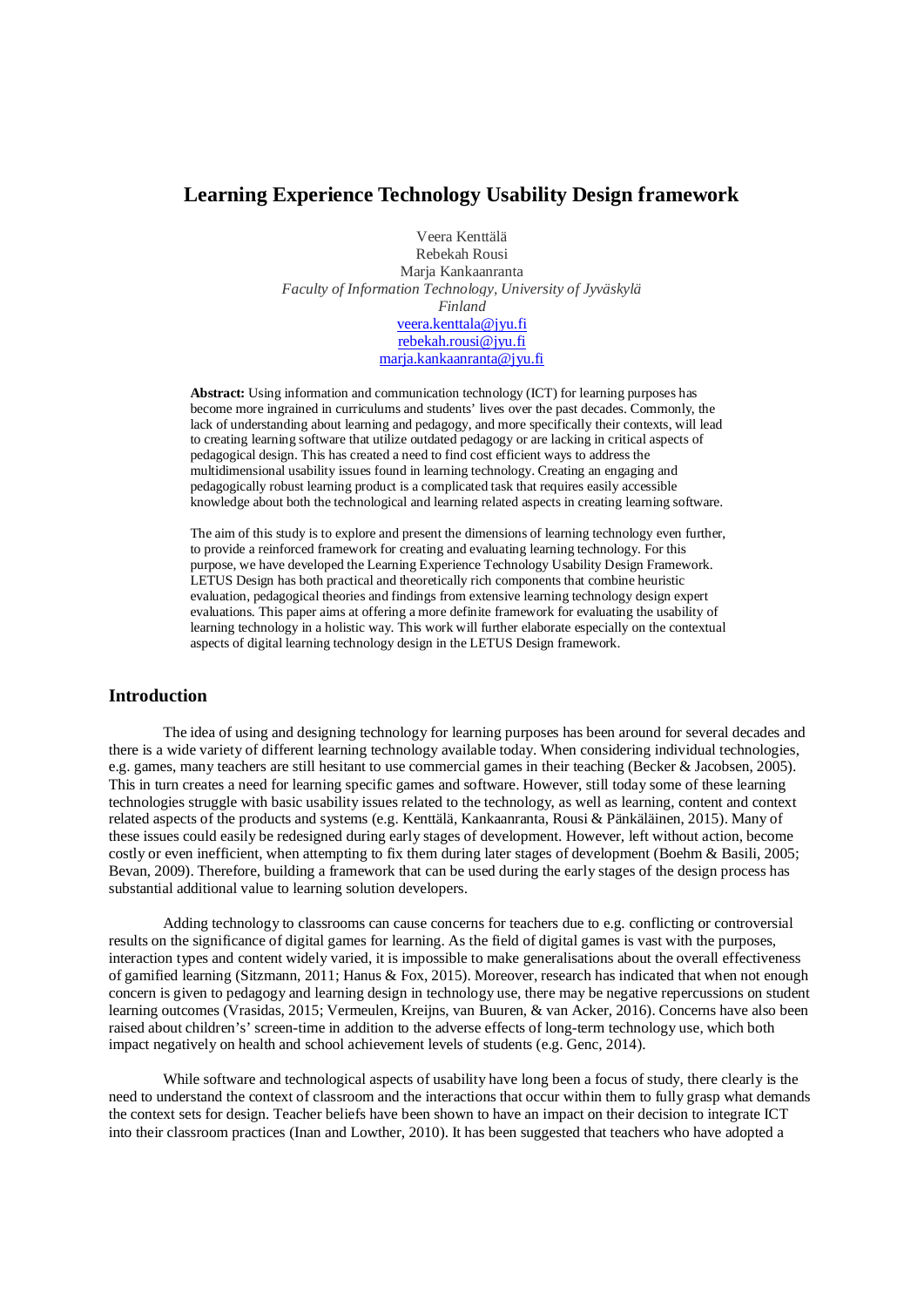# Learning Experience Technology Usability Design framework

Veera Kenttälä
Rebekah Rousi
Marja Kankaanranta
*Faculty of Information Technology, University of Jyväskylä*
*Finland*
veera.kenttala@jyu.fi
rebekah.rousi@jyu.fi
marja.kankaanranta@jyu.fi

**Abstract:** Using information and communication technology (ICT) for learning purposes has become more ingrained in curriculums and students' lives over the past decades. Commonly, the lack of understanding about learning and pedagogy, and more specifically their contexts, will lead to creating learning software that utilize outdated pedagogy or are lacking in critical aspects of pedagogical design. This has created a need to find cost efficient ways to address the multidimensional usability issues found in learning technology. Creating an engaging and pedagogically robust learning product is a complicated task that requires easily accessible knowledge about both the technological and learning related aspects in creating learning software.

The aim of this study is to explore and present the dimensions of learning technology even further, to provide a reinforced framework for creating and evaluating learning technology. For this purpose, we have developed the Learning Experience Technology Usability Design Framework. LETUS Design has both practical and theoretically rich components that combine heuristic evaluation, pedagogical theories and findings from extensive learning technology design expert evaluations. This paper aims at offering a more definite framework for evaluating the usability of learning technology in a holistic way. This work will further elaborate especially on the contextual aspects of digital learning technology design in the LETUS Design framework.

## Introduction

The idea of using and designing technology for learning purposes has been around for several decades and there is a wide variety of different learning technology available today. When considering individual technologies, e.g. games, many teachers are still hesitant to use commercial games in their teaching (Becker & Jacobsen, 2005). This in turn creates a need for learning specific games and software. However, still today some of these learning technologies struggle with basic usability issues related to the technology, as well as learning, content and context related aspects of the products and systems (e.g. Kenttälä, Kankaanranta, Rousi & Pänkäläinen, 2015). Many of these issues could easily be redesigned during early stages of development. However, left without action, become costly or even inefficient, when attempting to fix them during later stages of development (Boehm & Basili, 2005; Bevan, 2009). Therefore, building a framework that can be used during the early stages of the design process has substantial additional value to learning solution developers.

Adding technology to classrooms can cause concerns for teachers due to e.g. conflicting or controversial results on the significance of digital games for learning. As the field of digital games is vast with the purposes, interaction types and content widely varied, it is impossible to make generalisations about the overall effectiveness of gamified learning (Sitzmann, 2011; Hanus & Fox, 2015). Moreover, research has indicated that when not enough concern is given to pedagogy and learning design in technology use, there may be negative repercussions on student learning outcomes (Vrasidas, 2015; Vermeulen, Kreijns, van Buuren, & van Acker, 2016). Concerns have also been raised about children's' screen-time in addition to the adverse effects of long-term technology use, which both impact negatively on health and school achievement levels of students (e.g. Genc, 2014).

While software and technological aspects of usability have long been a focus of study, there clearly is the need to understand the context of classroom and the interactions that occur within them to fully grasp what demands the context sets for design. Teacher beliefs have been shown to have an impact on their decision to integrate ICT into their classroom practices (Inan and Lowther, 2010). It has been suggested that teachers who have adopted a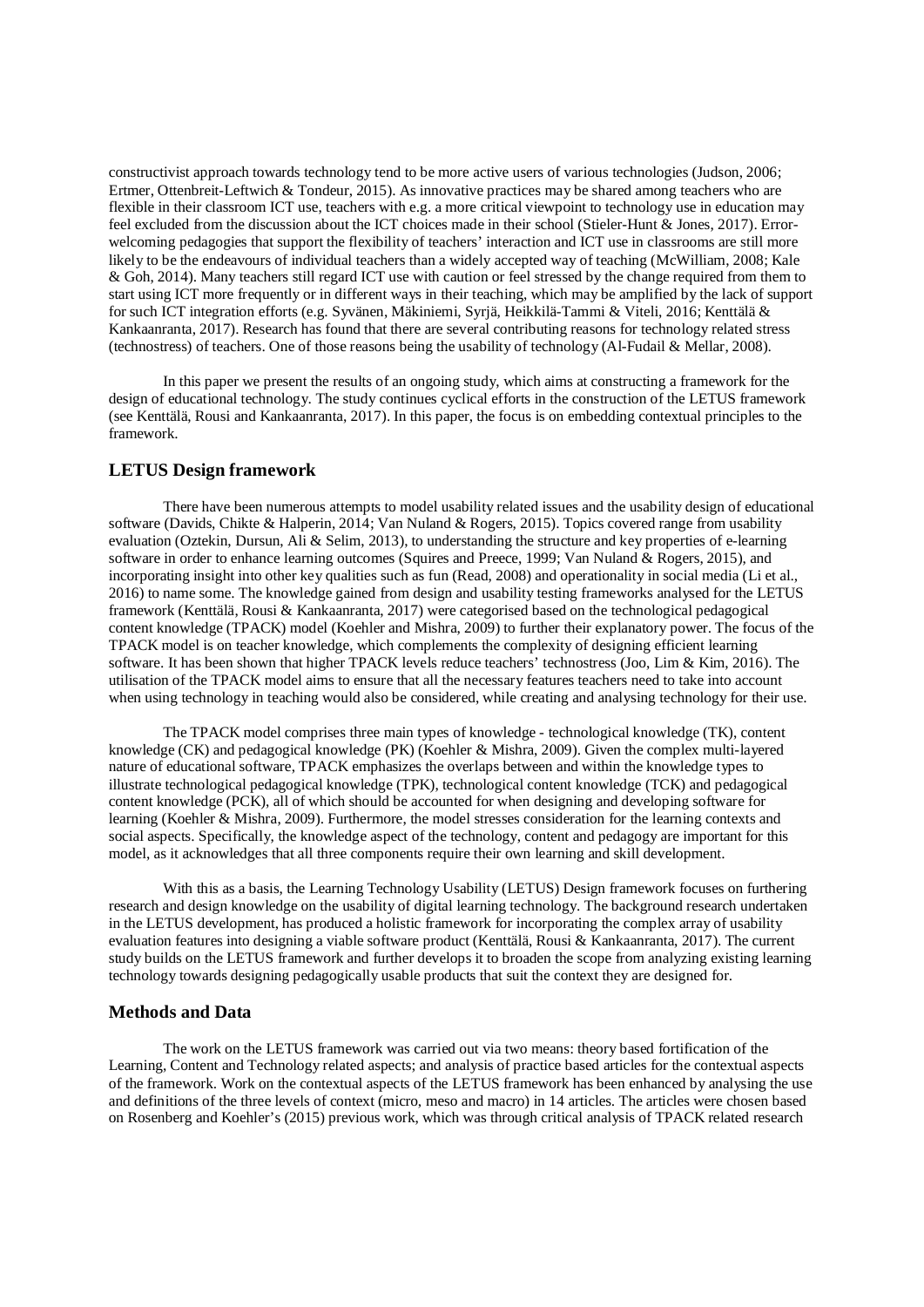constructivist approach towards technology tend to be more active users of various technologies (Judson, 2006; Ertmer, Ottenbreit-Leftwich & Tondeur, 2015). As innovative practices may be shared among teachers who are flexible in their classroom ICT use, teachers with e.g. a more critical viewpoint to technology use in education may feel excluded from the discussion about the ICT choices made in their school (Stieler-Hunt & Jones, 2017). Error-welcoming pedagogies that support the flexibility of teachers' interaction and ICT use in classrooms are still more likely to be the endeavours of individual teachers than a widely accepted way of teaching (McWilliam, 2008; Kale & Goh, 2014). Many teachers still regard ICT use with caution or feel stressed by the change required from them to start using ICT more frequently or in different ways in their teaching, which may be amplified by the lack of support for such ICT integration efforts (e.g. Syvänen, Mäkiniemi, Syrjä, Heikkilä-Tammi & Viteli, 2016; Kenttälä & Kankaanranta, 2017). Research has found that there are several contributing reasons for technology related stress (technostress) of teachers. One of those reasons being the usability of technology (Al-Fudail & Mellar, 2008).

In this paper we present the results of an ongoing study, which aims at constructing a framework for the design of educational technology. The study continues cyclical efforts in the construction of the LETUS framework (see Kenttälä, Rousi and Kankaanranta, 2017). In this paper, the focus is on embedding contextual principles to the framework.

## LETUS Design framework

There have been numerous attempts to model usability related issues and the usability design of educational software (Davids, Chikte & Halperin, 2014; Van Nuland & Rogers, 2015). Topics covered range from usability evaluation (Oztekin, Dursun, Ali & Selim, 2013), to understanding the structure and key properties of e-learning software in order to enhance learning outcomes (Squires and Preece, 1999; Van Nuland & Rogers, 2015), and incorporating insight into other key qualities such as fun (Read, 2008) and operationality in social media (Li et al., 2016) to name some. The knowledge gained from design and usability testing frameworks analysed for the LETUS framework (Kenttälä, Rousi & Kankaanranta, 2017) were categorised based on the technological pedagogical content knowledge (TPACK) model (Koehler and Mishra, 2009) to further their explanatory power. The focus of the TPACK model is on teacher knowledge, which complements the complexity of designing efficient learning software. It has been shown that higher TPACK levels reduce teachers' technostress (Joo, Lim & Kim, 2016). The utilisation of the TPACK model aims to ensure that all the necessary features teachers need to take into account when using technology in teaching would also be considered, while creating and analysing technology for their use.

The TPACK model comprises three main types of knowledge - technological knowledge (TK), content knowledge (CK) and pedagogical knowledge (PK) (Koehler & Mishra, 2009). Given the complex multi-layered nature of educational software, TPACK emphasizes the overlaps between and within the knowledge types to illustrate technological pedagogical knowledge (TPK), technological content knowledge (TCK) and pedagogical content knowledge (PCK), all of which should be accounted for when designing and developing software for learning (Koehler & Mishra, 2009). Furthermore, the model stresses consideration for the learning contexts and social aspects. Specifically, the knowledge aspect of the technology, content and pedagogy are important for this model, as it acknowledges that all three components require their own learning and skill development.

With this as a basis, the Learning Technology Usability (LETUS) Design framework focuses on furthering research and design knowledge on the usability of digital learning technology. The background research undertaken in the LETUS development, has produced a holistic framework for incorporating the complex array of usability evaluation features into designing a viable software product (Kenttälä, Rousi & Kankaanranta, 2017). The current study builds on the LETUS framework and further develops it to broaden the scope from analyzing existing learning technology towards designing pedagogically usable products that suit the context they are designed for.

## Methods and Data

The work on the LETUS framework was carried out via two means: theory based fortification of the Learning, Content and Technology related aspects; and analysis of practice based articles for the contextual aspects of the framework. Work on the contextual aspects of the LETUS framework has been enhanced by analysing the use and definitions of the three levels of context (micro, meso and macro) in 14 articles. The articles were chosen based on Rosenberg and Koehler's (2015) previous work, which was through critical analysis of TPACK related research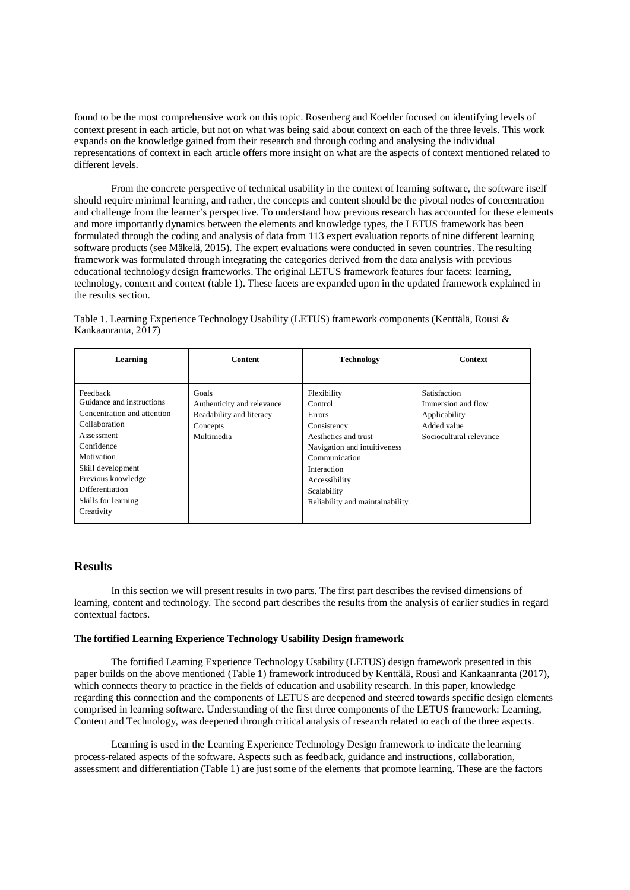found to be the most comprehensive work on this topic. Rosenberg and Koehler focused on identifying levels of context present in each article, but not on what was being said about context on each of the three levels. This work expands on the knowledge gained from their research and through coding and analysing the individual representations of context in each article offers more insight on what are the aspects of context mentioned related to different levels.

From the concrete perspective of technical usability in the context of learning software, the software itself should require minimal learning, and rather, the concepts and content should be the pivotal nodes of concentration and challenge from the learner's perspective. To understand how previous research has accounted for these elements and more importantly dynamics between the elements and knowledge types, the LETUS framework has been formulated through the coding and analysis of data from 113 expert evaluation reports of nine different learning software products (see Mäkelä, 2015). The expert evaluations were conducted in seven countries. The resulting framework was formulated through integrating the categories derived from the data analysis with previous educational technology design frameworks. The original LETUS framework features four facets: learning, technology, content and context (table 1). These facets are expanded upon in the updated framework explained in the results section.

Table 1. Learning Experience Technology Usability (LETUS) framework components (Kenttälä, Rousi & Kankaanranta, 2017)

| Learning | Content | Technology | Context |
|---|---|---|---|
| Feedback<br>Guidance and instructions<br>Concentration and attention<br>Collaboration<br>Assessment<br>Confidence<br>Motivation<br>Skill development<br>Previous knowledge<br>Differentiation<br>Skills for learning<br>Creativity | Goals<br>Authenticity and relevance<br>Readability and literacy<br>Concepts<br>Multimedia | Flexibility<br>Control<br>Errors<br>Consistency<br>Aesthetics and trust<br>Navigation and intuitiveness<br>Communication<br>Interaction<br>Accessibility<br>Scalability<br>Reliability and maintainability | Satisfaction<br>Immersion and flow<br>Applicability<br>Added value<br>Sociocultural relevance |

## Results

In this section we will present results in two parts. The first part describes the revised dimensions of learning, content and technology. The second part describes the results from the analysis of earlier studies in regard contextual factors.

### The fortified Learning Experience Technology Usability Design framework

The fortified Learning Experience Technology Usability (LETUS) design framework presented in this paper builds on the above mentioned (Table 1) framework introduced by Kenttälä, Rousi and Kankaanranta (2017), which connects theory to practice in the fields of education and usability research. In this paper, knowledge regarding this connection and the components of LETUS are deepened and steered towards specific design elements comprised in learning software. Understanding of the first three components of the LETUS framework: Learning, Content and Technology, was deepened through critical analysis of research related to each of the three aspects.

Learning is used in the Learning Experience Technology Design framework to indicate the learning process-related aspects of the software. Aspects such as feedback, guidance and instructions, collaboration, assessment and differentiation (Table 1) are just some of the elements that promote learning. These are the factors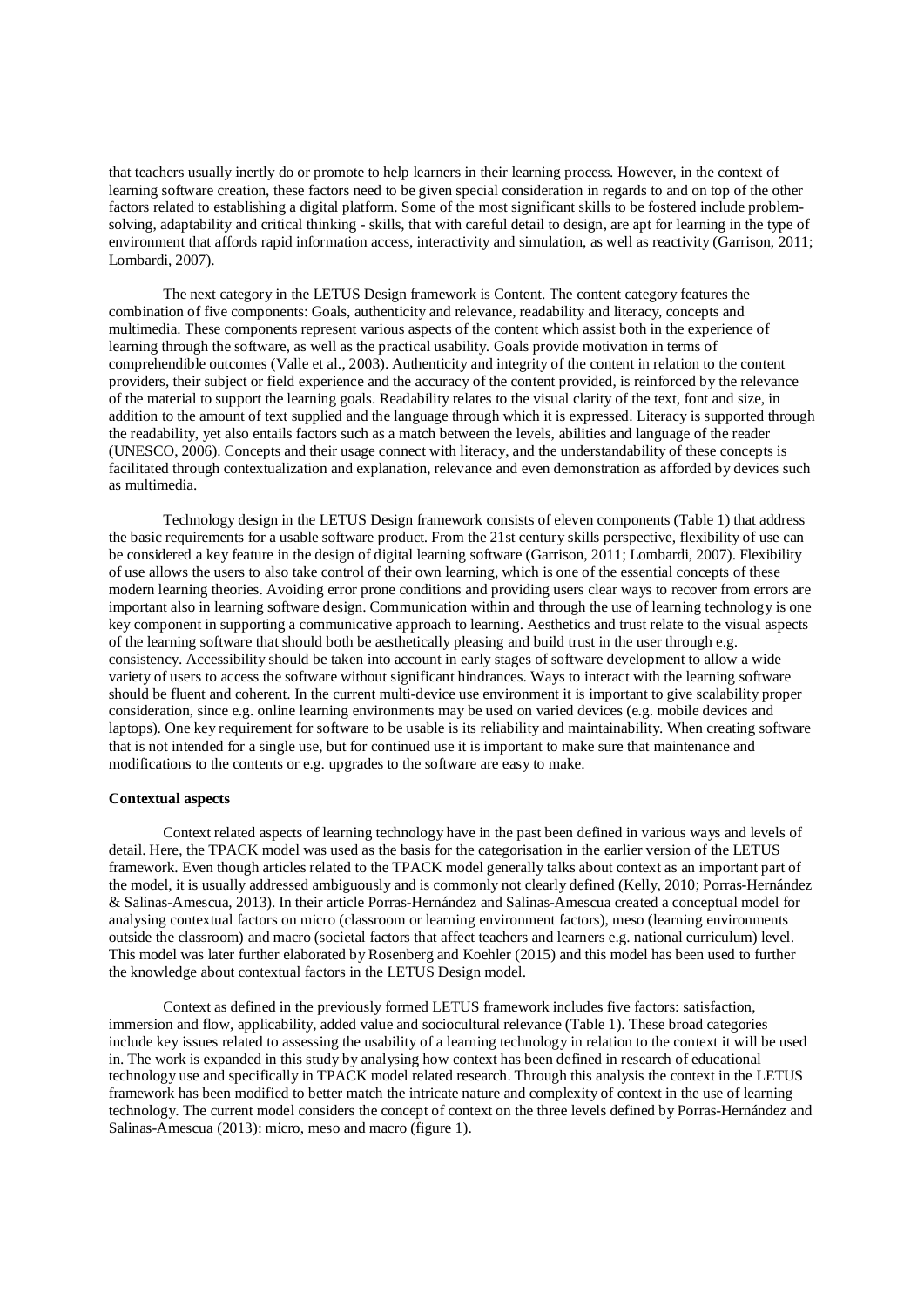that teachers usually inertly do or promote to help learners in their learning process. However, in the context of learning software creation, these factors need to be given special consideration in regards to and on top of the other factors related to establishing a digital platform. Some of the most significant skills to be fostered include problem-solving, adaptability and critical thinking - skills, that with careful detail to design, are apt for learning in the type of environment that affords rapid information access, interactivity and simulation, as well as reactivity (Garrison, 2011; Lombardi, 2007).

The next category in the LETUS Design framework is Content. The content category features the combination of five components: Goals, authenticity and relevance, readability and literacy, concepts and multimedia. These components represent various aspects of the content which assist both in the experience of learning through the software, as well as the practical usability. Goals provide motivation in terms of comprehendible outcomes (Valle et al., 2003). Authenticity and integrity of the content in relation to the content providers, their subject or field experience and the accuracy of the content provided, is reinforced by the relevance of the material to support the learning goals. Readability relates to the visual clarity of the text, font and size, in addition to the amount of text supplied and the language through which it is expressed. Literacy is supported through the readability, yet also entails factors such as a match between the levels, abilities and language of the reader (UNESCO, 2006). Concepts and their usage connect with literacy, and the understandability of these concepts is facilitated through contextualization and explanation, relevance and even demonstration as afforded by devices such as multimedia.

Technology design in the LETUS Design framework consists of eleven components (Table 1) that address the basic requirements for a usable software product. From the 21st century skills perspective, flexibility of use can be considered a key feature in the design of digital learning software (Garrison, 2011; Lombardi, 2007). Flexibility of use allows the users to also take control of their own learning, which is one of the essential concepts of these modern learning theories. Avoiding error prone conditions and providing users clear ways to recover from errors are important also in learning software design. Communication within and through the use of learning technology is one key component in supporting a communicative approach to learning. Aesthetics and trust relate to the visual aspects of the learning software that should both be aesthetically pleasing and build trust in the user through e.g. consistency. Accessibility should be taken into account in early stages of software development to allow a wide variety of users to access the software without significant hindrances. Ways to interact with the learning software should be fluent and coherent. In the current multi-device use environment it is important to give scalability proper consideration, since e.g. online learning environments may be used on varied devices (e.g. mobile devices and laptops). One key requirement for software to be usable is its reliability and maintainability. When creating software that is not intended for a single use, but for continued use it is important to make sure that maintenance and modifications to the contents or e.g. upgrades to the software are easy to make.

**Contextual aspects**

Context related aspects of learning technology have in the past been defined in various ways and levels of detail. Here, the TPACK model was used as the basis for the categorisation in the earlier version of the LETUS framework. Even though articles related to the TPACK model generally talks about context as an important part of the model, it is usually addressed ambiguously and is commonly not clearly defined (Kelly, 2010; Porras-Hernández & Salinas-Amescua, 2013). In their article Porras-Hernández and Salinas-Amescua created a conceptual model for analysing contextual factors on micro (classroom or learning environment factors), meso (learning environments outside the classroom) and macro (societal factors that affect teachers and learners e.g. national curriculum) level. This model was later further elaborated by Rosenberg and Koehler (2015) and this model has been used to further the knowledge about contextual factors in the LETUS Design model.

Context as defined in the previously formed LETUS framework includes five factors: satisfaction, immersion and flow, applicability, added value and sociocultural relevance (Table 1). These broad categories include key issues related to assessing the usability of a learning technology in relation to the context it will be used in. The work is expanded in this study by analysing how context has been defined in research of educational technology use and specifically in TPACK model related research. Through this analysis the context in the LETUS framework has been modified to better match the intricate nature and complexity of context in the use of learning technology. The current model considers the concept of context on the three levels defined by Porras-Hernández and Salinas-Amescua (2013): micro, meso and macro (figure 1).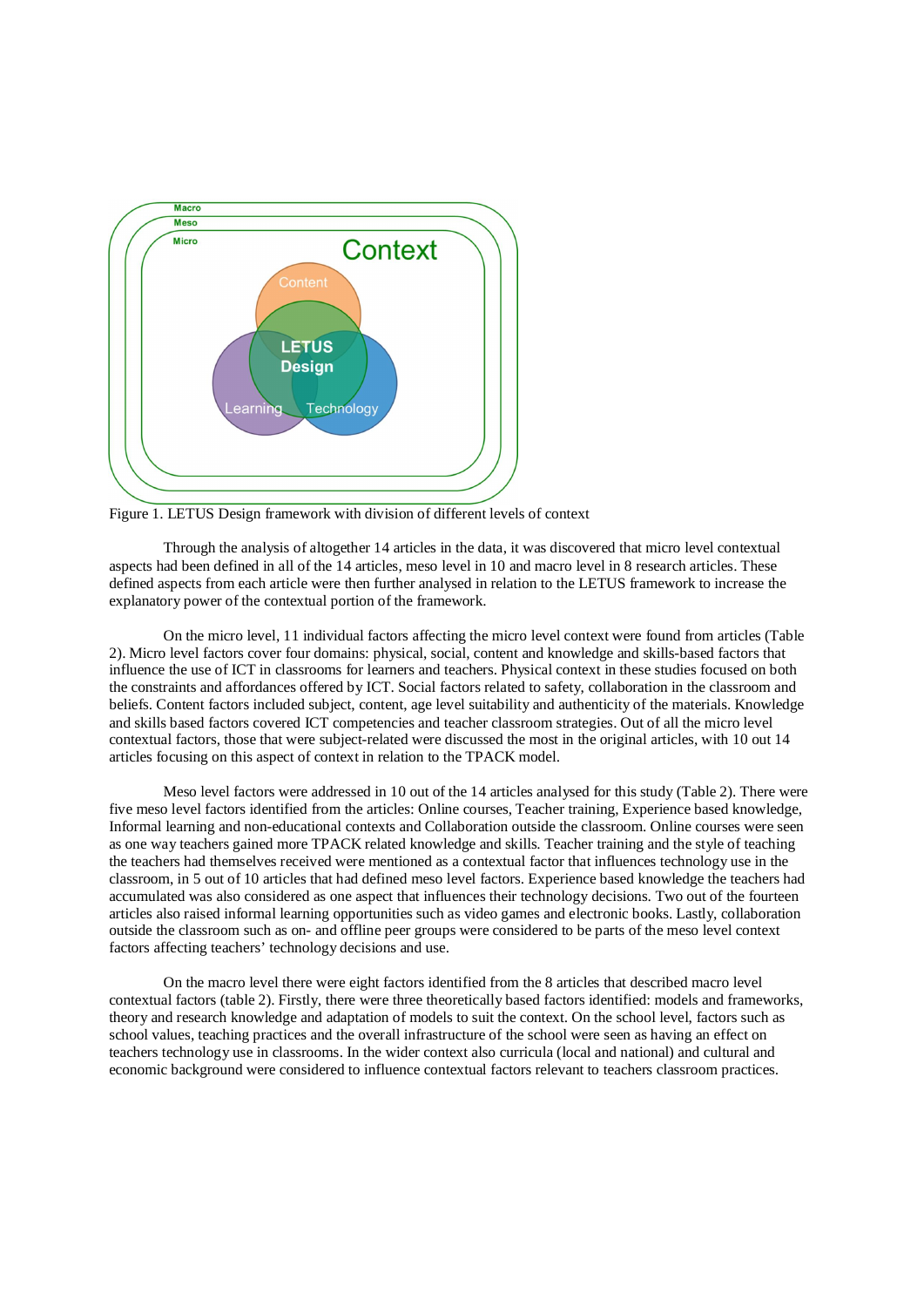Figure 1. LETUS Design framework with division of different levels of context

Through the analysis of altogether 14 articles in the data, it was discovered that micro level contextual aspects had been defined in all of the 14 articles, meso level in 10 and macro level in 8 research articles. These defined aspects from each article were then further analysed in relation to the LETUS framework to increase the explanatory power of the contextual portion of the framework.

On the micro level, 11 individual factors affecting the micro level context were found from articles (Table 2). Micro level factors cover four domains: physical, social, content and knowledge and skills-based factors that influence the use of ICT in classrooms for learners and teachers. Physical context in these studies focused on both the constraints and affordances offered by ICT. Social factors related to safety, collaboration in the classroom and beliefs. Content factors included subject, content, age level suitability and authenticity of the materials. Knowledge and skills based factors covered ICT competencies and teacher classroom strategies. Out of all the micro level contextual factors, those that were subject-related were discussed the most in the original articles, with 10 out 14 articles focusing on this aspect of context in relation to the TPACK model.

Meso level factors were addressed in 10 out of the 14 articles analysed for this study (Table 2). There were five meso level factors identified from the articles: Online courses, Teacher training, Experience based knowledge, Informal learning and non-educational contexts and Collaboration outside the classroom. Online courses were seen as one way teachers gained more TPACK related knowledge and skills. Teacher training and the style of teaching the teachers had themselves received were mentioned as a contextual factor that influences technology use in the classroom, in 5 out of 10 articles that had defined meso level factors. Experience based knowledge the teachers had accumulated was also considered as one aspect that influences their technology decisions. Two out of the fourteen articles also raised informal learning opportunities such as video games and electronic books. Lastly, collaboration outside the classroom such as on- and offline peer groups were considered to be parts of the meso level context factors affecting teachers' technology decisions and use.

On the macro level there were eight factors identified from the 8 articles that described macro level contextual factors (table 2). Firstly, there were three theoretically based factors identified: models and frameworks, theory and research knowledge and adaptation of models to suit the context. On the school level, factors such as school values, teaching practices and the overall infrastructure of the school were seen as having an effect on teachers technology use in classrooms. In the wider context also curricula (local and national) and cultural and economic background were considered to influence contextual factors relevant to teachers classroom practices.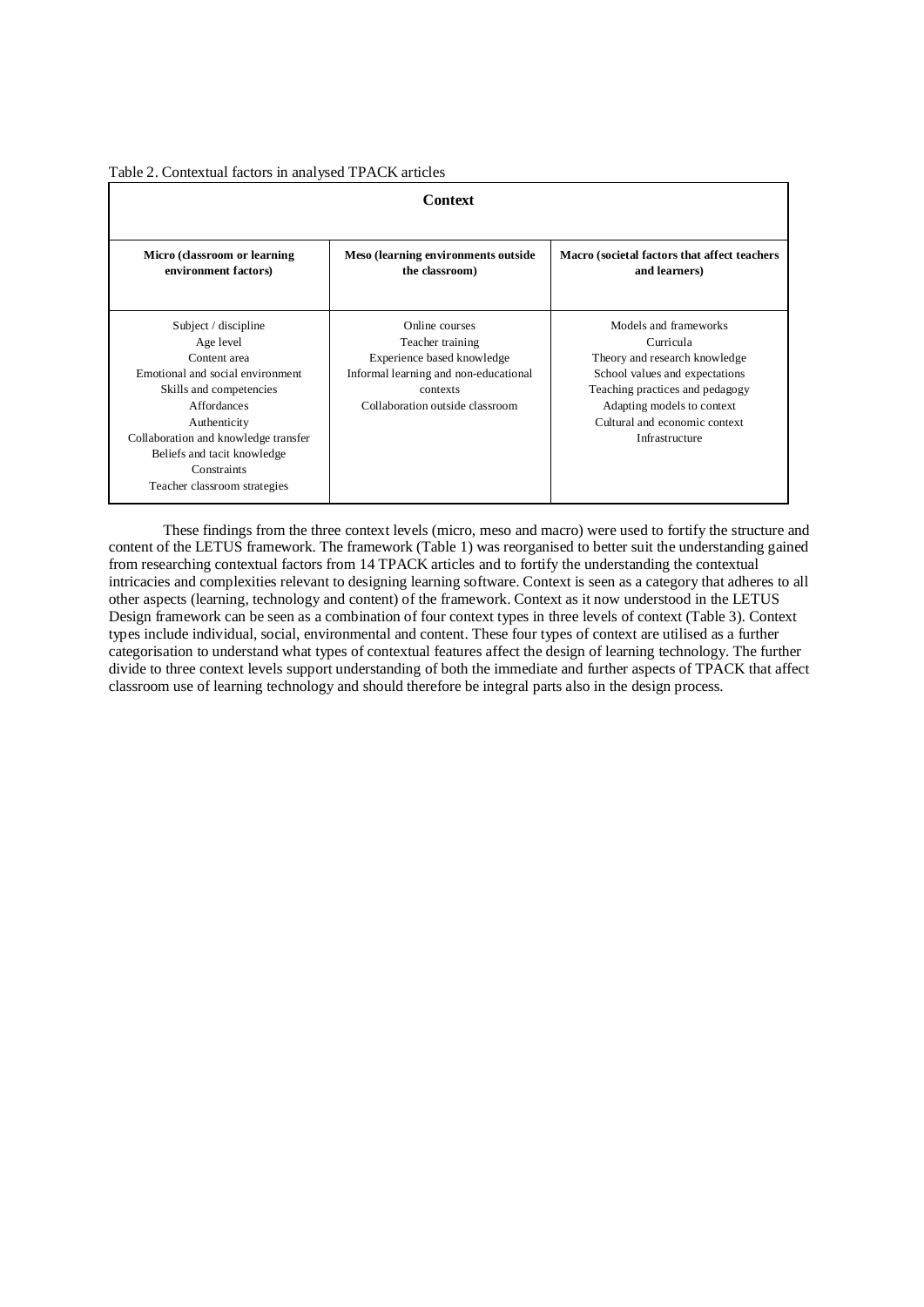Table 2. Contextual factors in analysed TPACK articles

| Context | | |
|---|---|---|
| **Micro (classroom or learning environment factors)** | **Meso (learning environments outside the classroom)** | **Macro (societal factors that affect teachers and learners)** |
| Subject / discipline<br>Age level<br>Content area<br>Emotional and social environment<br>Skills and competencies<br>Affordances<br>Authenticity<br>Collaboration and knowledge transfer<br>Beliefs and tacit knowledge<br>Constraints<br>Teacher classroom strategies | Online courses<br>Teacher training<br>Experience based knowledge<br>Informal learning and non-educational contexts<br>Collaboration outside classroom | Models and frameworks<br>Curricula<br>Theory and research knowledge<br>School values and expectations<br>Teaching practices and pedagogy<br>Adapting models to context<br>Cultural and economic context<br>Infrastructure |

These findings from the three context levels (micro, meso and macro) were used to fortify the structure and content of the LETUS framework. The framework (Table 1) was reorganised to better suit the understanding gained from researching contextual factors from 14 TPACK articles and to fortify the understanding the contextual intricacies and complexities relevant to designing learning software. Context is seen as a category that adheres to all other aspects (learning, technology and content) of the framework. Context as it now understood in the LETUS Design framework can be seen as a combination of four context types in three levels of context (Table 3). Context types include individual, social, environmental and content. These four types of context are utilised as a further categorisation to understand what types of contextual features affect the design of learning technology. The further divide to three context levels support understanding of both the immediate and further aspects of TPACK that affect classroom use of learning technology and should therefore be integral parts also in the design process.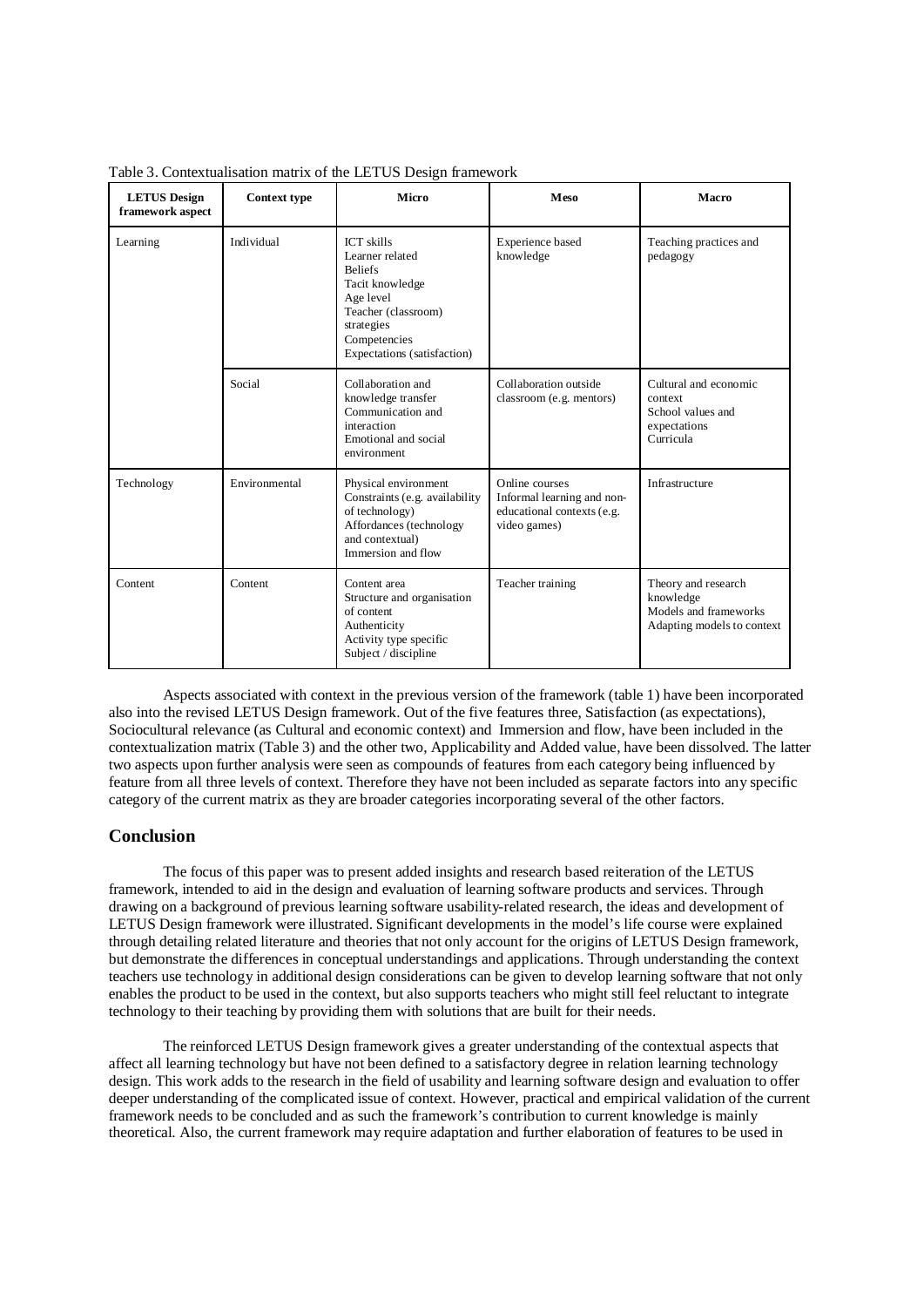Table 3. Contextualisation matrix of the LETUS Design framework

| LETUS Design framework aspect | Context type | Micro | Meso | Macro |
|---|---|---|---|---|
| Learning | Individual | ICT skills<br>Learner related<br>Beliefs<br>Tacit knowledge<br>Age level<br>Teacher (classroom) strategies<br>Competencies<br>Expectations (satisfaction) | Experience based knowledge | Teaching practices and pedagogy |
| | Social | Collaboration and knowledge transfer<br>Communication and interaction<br>Emotional and social environment | Collaboration outside classroom (e.g. mentors) | Cultural and economic context<br>School values and expectations<br>Curricula |
| Technology | Environmental | Physical environment<br>Constraints (e.g. availability of technology)<br>Affordances (technology and contextual)<br>Immersion and flow | Online courses<br>Informal learning and non-educational contexts (e.g. video games) | Infrastructure |
| Content | Content | Content area<br>Structure and organisation of content<br>Authenticity<br>Activity type specific<br>Subject / discipline | Teacher training | Theory and research knowledge<br>Models and frameworks<br>Adapting models to context |

Aspects associated with context in the previous version of the framework (table 1) have been incorporated also into the revised LETUS Design framework. Out of the five features three, Satisfaction (as expectations), Sociocultural relevance (as Cultural and economic context) and Immersion and flow, have been included in the contextualization matrix (Table 3) and the other two, Applicability and Added value, have been dissolved. The latter two aspects upon further analysis were seen as compounds of features from each category being influenced by feature from all three levels of context. Therefore they have not been included as separate factors into any specific category of the current matrix as they are broader categories incorporating several of the other factors.

## Conclusion

The focus of this paper was to present added insights and research based reiteration of the LETUS framework, intended to aid in the design and evaluation of learning software products and services. Through drawing on a background of previous learning software usability-related research, the ideas and development of LETUS Design framework were illustrated. Significant developments in the model's life course were explained through detailing related literature and theories that not only account for the origins of LETUS Design framework, but demonstrate the differences in conceptual understandings and applications. Through understanding the context teachers use technology in additional design considerations can be given to develop learning software that not only enables the product to be used in the context, but also supports teachers who might still feel reluctant to integrate technology to their teaching by providing them with solutions that are built for their needs.

The reinforced LETUS Design framework gives a greater understanding of the contextual aspects that affect all learning technology but have not been defined to a satisfactory degree in relation learning technology design. This work adds to the research in the field of usability and learning software design and evaluation to offer deeper understanding of the complicated issue of context. However, practical and empirical validation of the current framework needs to be concluded and as such the framework's contribution to current knowledge is mainly theoretical. Also, the current framework may require adaptation and further elaboration of features to be used in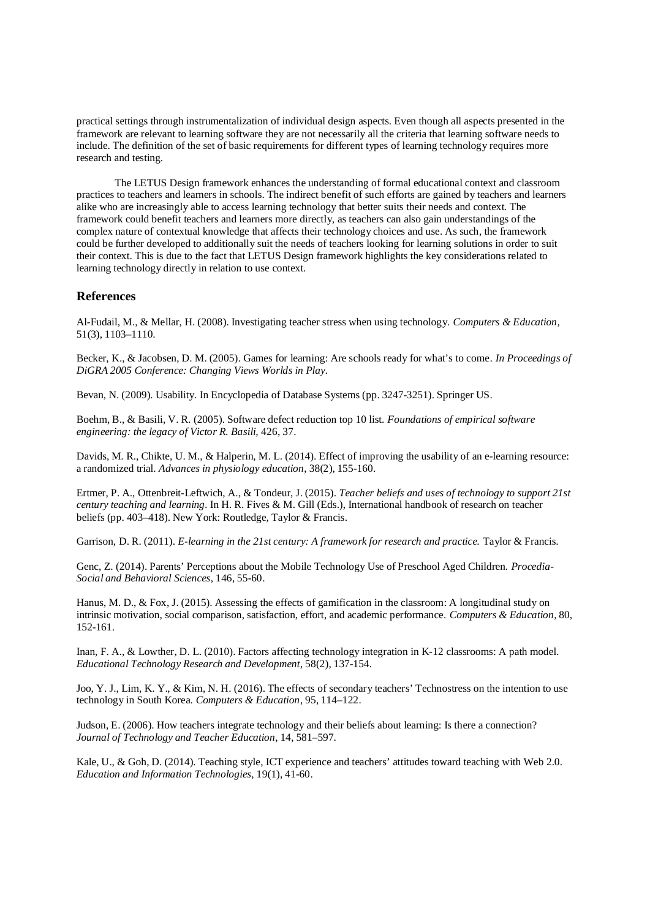practical settings through instrumentalization of individual design aspects. Even though all aspects presented in the framework are relevant to learning software they are not necessarily all the criteria that learning software needs to include. The definition of the set of basic requirements for different types of learning technology requires more research and testing.

The LETUS Design framework enhances the understanding of formal educational context and classroom practices to teachers and learners in schools. The indirect benefit of such efforts are gained by teachers and learners alike who are increasingly able to access learning technology that better suits their needs and context. The framework could benefit teachers and learners more directly, as teachers can also gain understandings of the complex nature of contextual knowledge that affects their technology choices and use. As such, the framework could be further developed to additionally suit the needs of teachers looking for learning solutions in order to suit their context. This is due to the fact that LETUS Design framework highlights the key considerations related to learning technology directly in relation to use context.

## References

Al-Fudail, M., & Mellar, H. (2008). Investigating teacher stress when using technology. *Computers & Education*, 51(3), 1103–1110.

Becker, K., & Jacobsen, D. M. (2005). Games for learning: Are schools ready for what's to come. *In Proceedings of DiGRA 2005 Conference: Changing Views Worlds in Play.*

Bevan, N. (2009). Usability. In Encyclopedia of Database Systems (pp. 3247-3251). Springer US.

Boehm, B., & Basili, V. R. (2005). Software defect reduction top 10 list. *Foundations of empirical software engineering: the legacy of Victor R. Basili*, 426, 37.

Davids, M. R., Chikte, U. M., & Halperin, M. L. (2014). Effect of improving the usability of an e-learning resource: a randomized trial. *Advances in physiology education*, 38(2), 155-160.

Ertmer, P. A., Ottenbreit-Leftwich, A., & Tondeur, J. (2015). *Teacher beliefs and uses of technology to support 21st century teaching and learning*. In H. R. Fives & M. Gill (Eds.), International handbook of research on teacher beliefs (pp. 403–418). New York: Routledge, Taylor & Francis.

Garrison, D. R. (2011). *E-learning in the 21st century: A framework for research and practice.* Taylor & Francis.

Genc, Z. (2014). Parents' Perceptions about the Mobile Technology Use of Preschool Aged Children. *Procedia-Social and Behavioral Sciences*, 146, 55-60.

Hanus, M. D., & Fox, J. (2015). Assessing the effects of gamification in the classroom: A longitudinal study on intrinsic motivation, social comparison, satisfaction, effort, and academic performance. *Computers & Education*, 80, 152-161.

Inan, F. A., & Lowther, D. L. (2010). Factors affecting technology integration in K-12 classrooms: A path model. *Educational Technology Research and Development*, 58(2), 137-154.

Joo, Y. J., Lim, K. Y., & Kim, N. H. (2016). The effects of secondary teachers' Technostress on the intention to use technology in South Korea. *Computers & Education*, 95, 114–122.

Judson, E. (2006). How teachers integrate technology and their beliefs about learning: Is there a connection? *Journal of Technology and Teacher Education*, 14, 581–597.

Kale, U., & Goh, D. (2014). Teaching style, ICT experience and teachers' attitudes toward teaching with Web 2.0. *Education and Information Technologies*, 19(1), 41-60.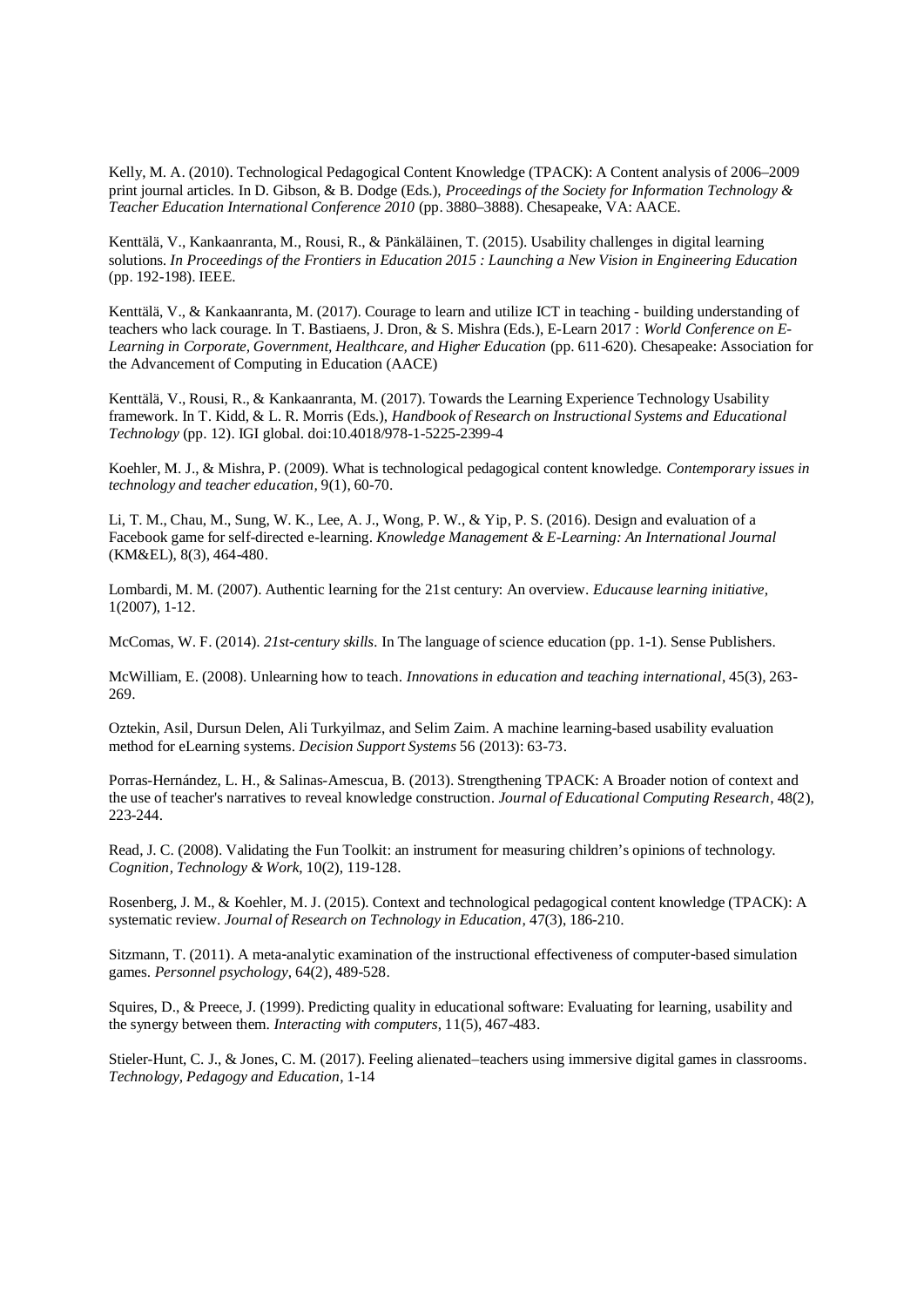Kelly, M. A. (2010). Technological Pedagogical Content Knowledge (TPACK): A Content analysis of 2006–2009 print journal articles. In D. Gibson, & B. Dodge (Eds.), *Proceedings of the Society for Information Technology & Teacher Education International Conference 2010* (pp. 3880–3888). Chesapeake, VA: AACE.

Kenttälä, V., Kankaanranta, M., Rousi, R., & Pänkäläinen, T. (2015). Usability challenges in digital learning solutions. *In Proceedings of the Frontiers in Education 2015 : Launching a New Vision in Engineering Education* (pp. 192-198). IEEE.

Kenttälä, V., & Kankaanranta, M. (2017). Courage to learn and utilize ICT in teaching - building understanding of teachers who lack courage. In T. Bastiaens, J. Dron, & S. Mishra (Eds.), E-Learn 2017 : *World Conference on E-Learning in Corporate, Government, Healthcare, and Higher Education* (pp. 611-620). Chesapeake: Association for the Advancement of Computing in Education (AACE)

Kenttälä, V., Rousi, R., & Kankaanranta, M. (2017). Towards the Learning Experience Technology Usability framework. In T. Kidd, & L. R. Morris (Eds.), *Handbook of Research on Instructional Systems and Educational Technology* (pp. 12). IGI global. doi:10.4018/978-1-5225-2399-4

Koehler, M. J., & Mishra, P. (2009). What is technological pedagogical content knowledge. *Contemporary issues in technology and teacher education*, 9(1), 60-70.

Li, T. M., Chau, M., Sung, W. K., Lee, A. J., Wong, P. W., & Yip, P. S. (2016). Design and evaluation of a Facebook game for self-directed e-learning. *Knowledge Management & E-Learning: An International Journal* (KM&EL), 8(3), 464-480.

Lombardi, M. M. (2007). Authentic learning for the 21st century: An overview. *Educause learning initiative*, 1(2007), 1-12.

McComas, W. F. (2014). *21st-century skills*. In The language of science education (pp. 1-1). Sense Publishers.

McWilliam, E. (2008). Unlearning how to teach. *Innovations in education and teaching international*, 45(3), 263-269.

Oztekin, Asil, Dursun Delen, Ali Turkyilmaz, and Selim Zaim. A machine learning-based usability evaluation method for eLearning systems. *Decision Support Systems* 56 (2013): 63-73.

Porras-Hernández, L. H., & Salinas-Amescua, B. (2013). Strengthening TPACK: A Broader notion of context and the use of teacher's narratives to reveal knowledge construction. *Journal of Educational Computing Research*, 48(2), 223-244.

Read, J. C. (2008). Validating the Fun Toolkit: an instrument for measuring children's opinions of technology. *Cognition, Technology & Work*, 10(2), 119-128.

Rosenberg, J. M., & Koehler, M. J. (2015). Context and technological pedagogical content knowledge (TPACK): A systematic review. *Journal of Research on Technology in Education*, 47(3), 186-210.

Sitzmann, T. (2011). A meta-analytic examination of the instructional effectiveness of computer-based simulation games. *Personnel psychology*, 64(2), 489-528.

Squires, D., & Preece, J. (1999). Predicting quality in educational software: Evaluating for learning, usability and the synergy between them. *Interacting with computers*, 11(5), 467-483.

Stieler-Hunt, C. J., & Jones, C. M. (2017). Feeling alienated–teachers using immersive digital games in classrooms. *Technology, Pedagogy and Education*, 1-14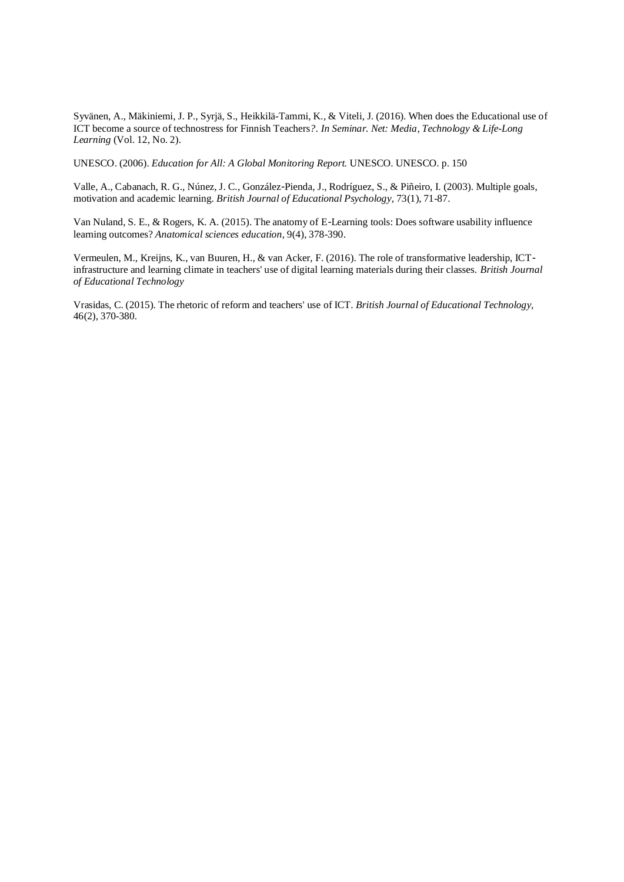Syvänen, A., Mäkiniemi, J. P., Syrjä, S., Heikkilä-Tammi, K., & Viteli, J. (2016). When does the Educational use of ICT become a source of technostress for Finnish Teachers?. *In Seminar. Net: Media, Technology & Life-Long Learning* (Vol. 12, No. 2).

UNESCO. (2006). *Education for All: A Global Monitoring Report.* UNESCO. UNESCO. p. 150

Valle, A., Cabanach, R. G., Núnez, J. C., González‐Pienda, J., Rodríguez, S., & Piñeiro, I. (2003). Multiple goals, motivation and academic learning. *British Journal of Educational Psychology*, 73(1), 71-87.

Van Nuland, S. E., & Rogers, K. A. (2015). The anatomy of E‐Learning tools: Does software usability influence learning outcomes? *Anatomical sciences education*, 9(4), 378-390.

Vermeulen, M., Kreijns, K., van Buuren, H., & van Acker, F. (2016). The role of transformative leadership, ICT‐infrastructure and learning climate in teachers' use of digital learning materials during their classes. *British Journal of Educational Technology*

Vrasidas, C. (2015). The rhetoric of reform and teachers' use of ICT. *British Journal of Educational Technology,* 46(2), 370-380.